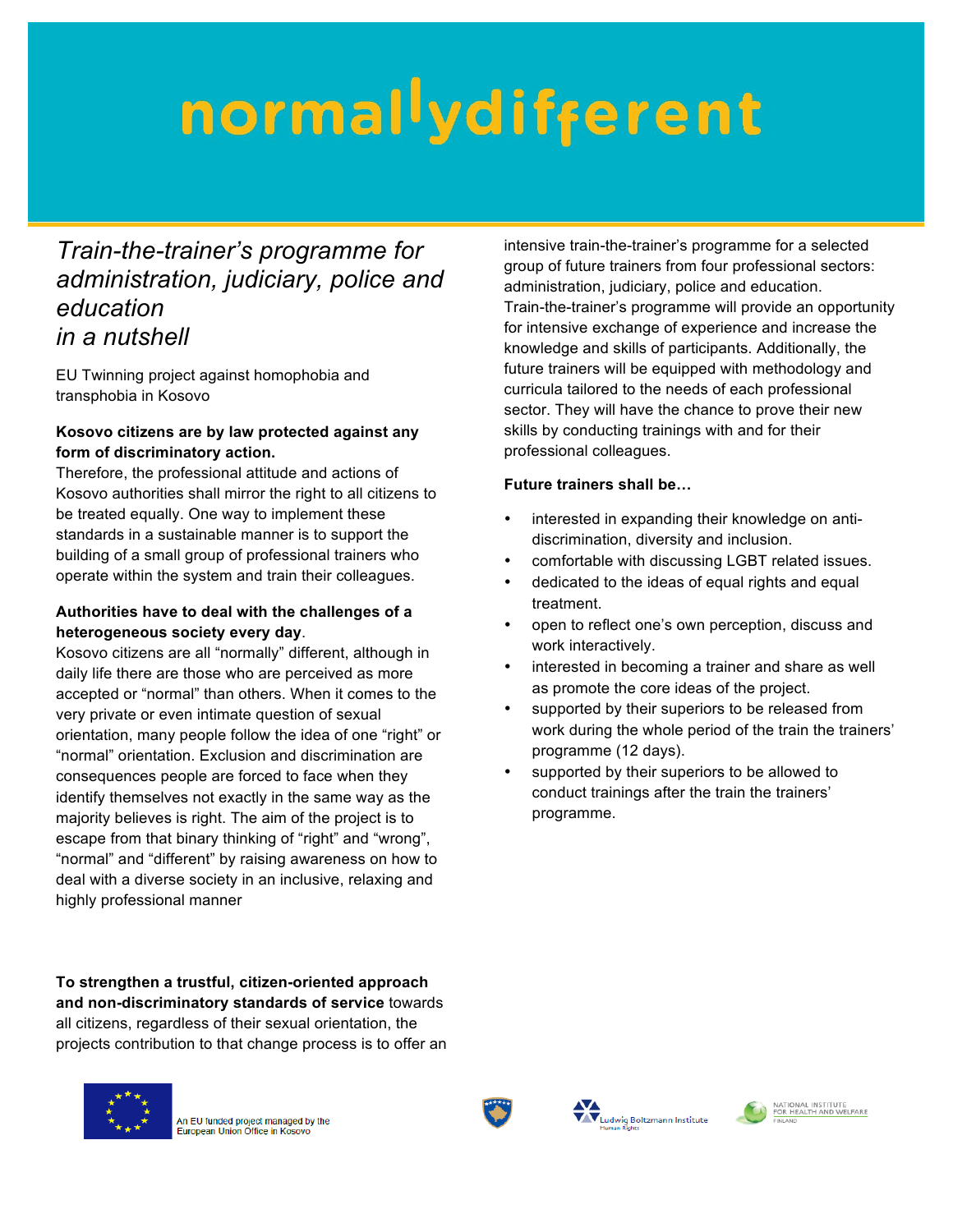# normallydifferent

## *Train-the-trainer's programme for administration, judiciary, police and education in a nutshell*

EU Twinning project against homophobia and transphobia in Kosovo

**Kosovo citizens are by law protected against any form of discriminatory action.**

Therefore, the professional attitude and actions of Kosovo authorities shall mirror the right to all citizens to be treated equally. One way to implement these standards in a sustainable manner is to support the building of a small group of professional trainers who operate within the system and train their colleagues.

**Authorities have to deal with the challenges of a heterogeneous society every day**.

Kosovo citizens are all "normally" different, although in daily life there are those who are perceived as more accepted or "normal" than others. When it comes to the very private or even intimate question of sexual orientation, many people follow the idea of one "right" or "normal" orientation. Exclusion and discrimination are consequences people are forced to face when they identify themselves not exactly in the same way as the majority believes is right. The aim of the project is to escape from that binary thinking of "right" and "wrong", "normal" and "different" by raising awareness on how to deal with a diverse society in an inclusive, relaxing and highly professional manner

**To strengthen a trustful, citizen-oriented approach and non-discriminatory standards of service** towards all citizens, regardless of their sexual orientation, the projects contribution to that change process is to offer an intensive train-the-trainer's programme for a selected group of future trainers from four professional sectors: administration, judiciary, police and education. Train-the-trainer's programme will provide an opportunity for intensive exchange of experience and increase the knowledge and skills of participants. Additionally, the future trainers will be equipped with methodology and curricula tailored to the needs of each professional sector. They will have the chance to prove their new skills by conducting trainings with and for their professional colleagues.

**Future trainers shall be…**

- interested in expanding their knowledge on anti-discrimination, diversity and inclusion.
- comfortable with discussing LGBT related issues.
- dedicated to the ideas of equal rights and equal treatment.
- open to reflect one's own perception, discuss and work interactively.
- interested in becoming a trainer and share as well as promote the core ideas of the project.
- supported by their superiors to be released from work during the whole period of the train the trainers' programme (12 days).
- supported by their superiors to be allowed to conduct trainings after the train the trainers' programme.

An EU funded project managed by the European Union Office in Kosovo

Ludwig Boltzmann Institute Human Rights

National Institute for Health and Welfare Finland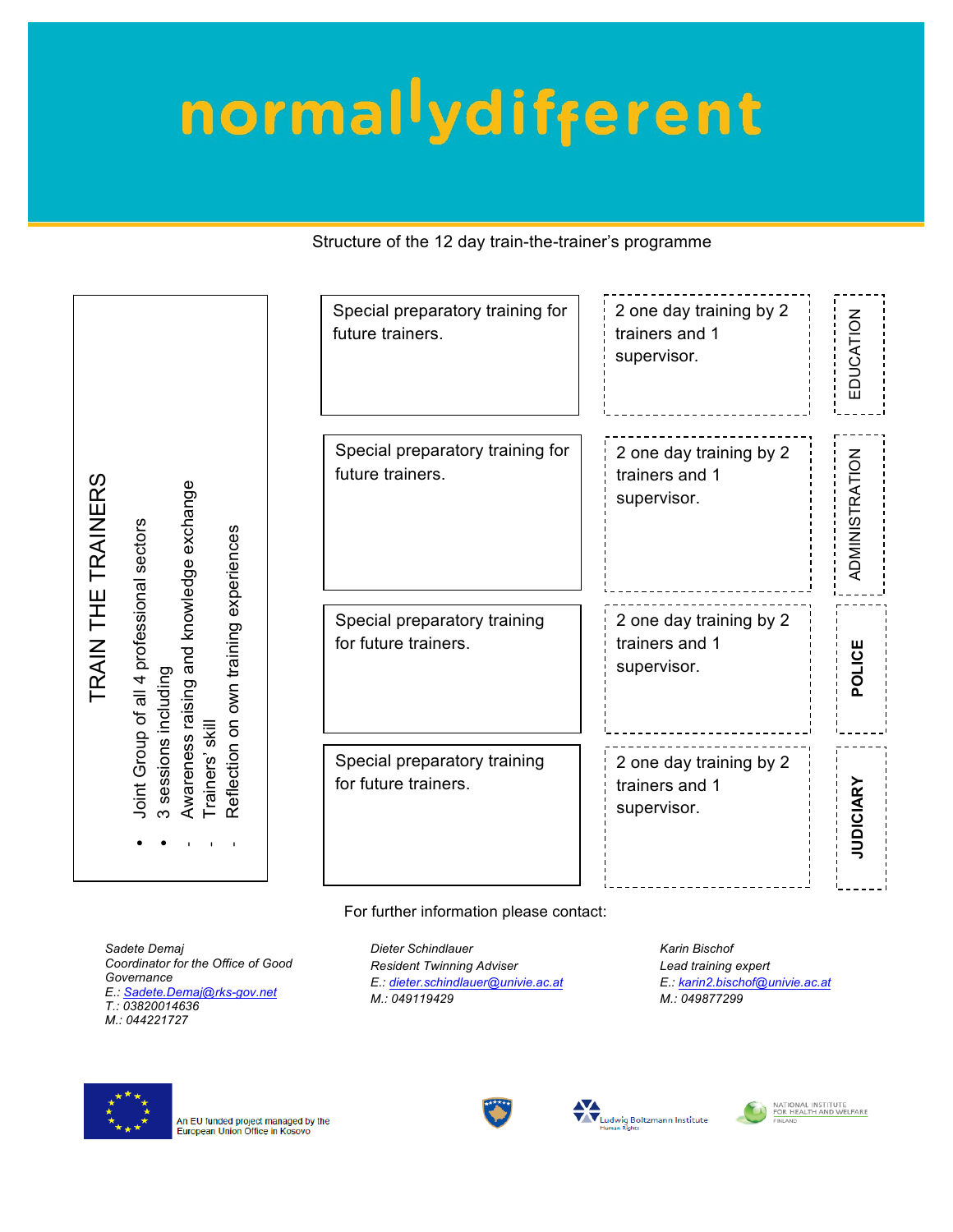# normallydifferent

Structure of the 12 day train-the-trainer's programme

**TRAIN THE TRAINERS**

- Joint Group of all 4 professional sectors
- 3 sessions including
  - Awareness raising and knowledge exchange
  - Trainers' skill
  - Reflection on own training experiences

| | | |
|---|---|---|
| Special preparatory training for future trainers. | 2 one day training by 2 trainers and 1 supervisor. | EDUCATION |
| Special preparatory training for future trainers. | 2 one day training by 2 trainers and 1 supervisor. | ADMINISTRATION |
| Special preparatory training for future trainers. | 2 one day training by 2 trainers and 1 supervisor. | **POLICE** |
| Special preparatory training for future trainers. | 2 one day training by 2 trainers and 1 supervisor. | **JUDICIARY** |

For further information please contact:

*Sadete Demaj*
*Coordinator for the Office of Good Governance*
*E.: Sadete.Demaj@rks-gov.net*
*T.: 03820014636*
*M.: 044221727*

*Dieter Schindlauer*
*Resident Twinning Adviser*
*E.: dieter.schindlauer@univie.ac.at*
*M.: 049119429*

*Karin Bischof*
*Lead training expert*
*E.: karin2.bischof@univie.ac.at*
*M.: 049877299*

An EU funded project managed by the European Union Office in Kosovo

Ludwig Boltzmann Institute Human Rights

National Institute for Health and Welfare Finland